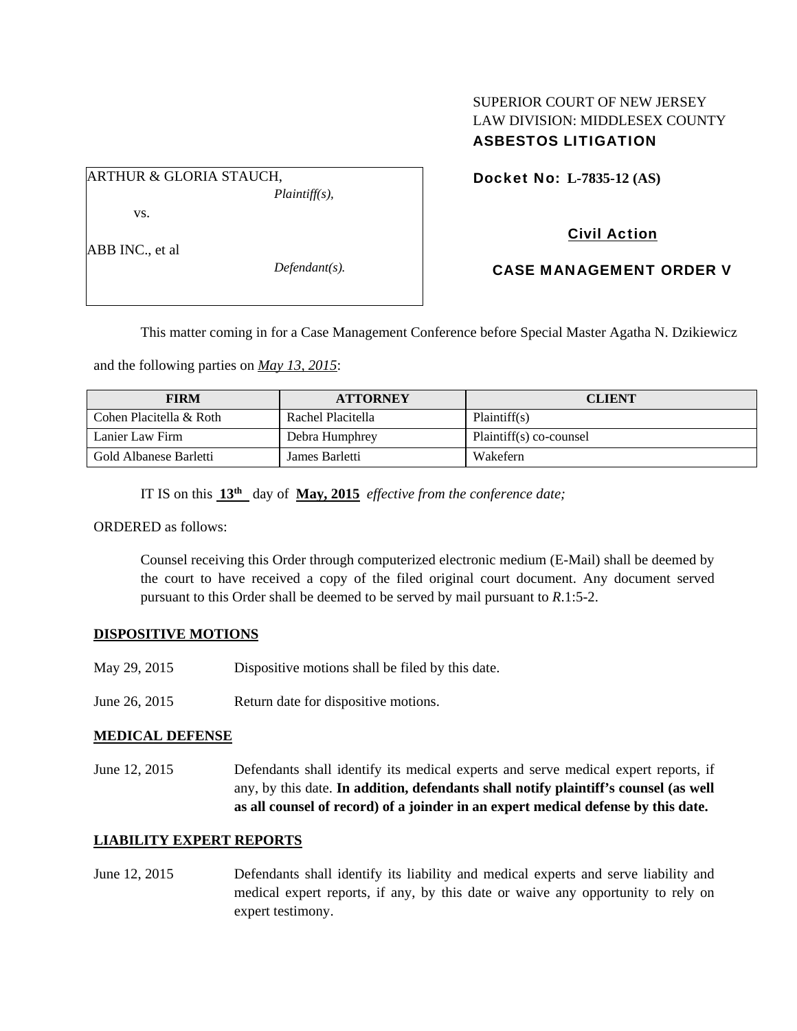SUPERIOR COURT OF NEW JERSEY
LAW DIVISION: MIDDLESEX COUNTY
**ASBESTOS LITIGATION**

ARTHUR & GLORIA STAUCH,
*Plaintiff(s),*

vs.

ABB INC., et al
*Defendant(s).*

**Docket No: L-7835-12 (AS)**

**Civil Action**

**CASE MANAGEMENT ORDER V**

This matter coming in for a Case Management Conference before Special Master Agatha N. Dzikiewicz and the following parties on *May 13, 2015*:

| FIRM | ATTORNEY | CLIENT |
|---|---|---|
| Cohen Placitella & Roth | Rachel Placitella | Plaintiff(s) |
| Lanier Law Firm | Debra Humphrey | Plaintiff(s) co-counsel |
| Gold Albanese Barletti | James Barletti | Wakefern |

IT IS on this **13th** day of **May, 2015** *effective from the conference date;*

ORDERED as follows:

Counsel receiving this Order through computerized electronic medium (E-Mail) shall be deemed by the court to have received a copy of the filed original court document. Any document served pursuant to this Order shall be deemed to be served by mail pursuant to *R*.1:5-2.

**DISPOSITIVE MOTIONS**

May 29, 2015 Dispositive motions shall be filed by this date.

June 26, 2015 Return date for dispositive motions.

**MEDICAL DEFENSE**

June 12, 2015 Defendants shall identify its medical experts and serve medical expert reports, if any, by this date. **In addition, defendants shall notify plaintiff's counsel (as well as all counsel of record) of a joinder in an expert medical defense by this date.**

**LIABILITY EXPERT REPORTS**

June 12, 2015 Defendants shall identify its liability and medical experts and serve liability and medical expert reports, if any, by this date or waive any opportunity to rely on expert testimony.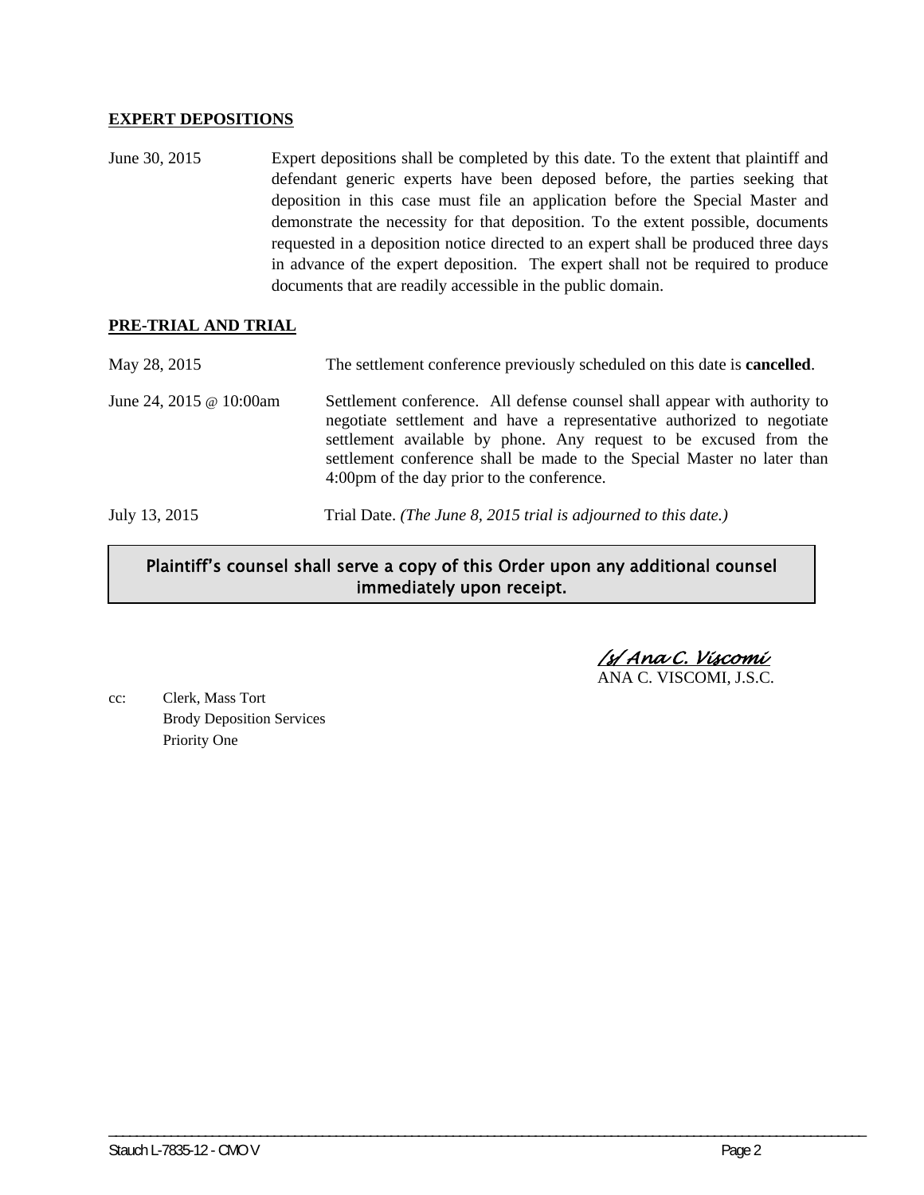**EXPERT DEPOSITIONS**

June 30, 2015 — Expert depositions shall be completed by this date. To the extent that plaintiff and defendant generic experts have been deposed before, the parties seeking that deposition in this case must file an application before the Special Master and demonstrate the necessity for that deposition. To the extent possible, documents requested in a deposition notice directed to an expert shall be produced three days in advance of the expert deposition. The expert shall not be required to produce documents that are readily accessible in the public domain.

**PRE-TRIAL AND TRIAL**

May 28, 2015 — The settlement conference previously scheduled on this date is **cancelled**.

June 24, 2015 @ 10:00am — Settlement conference. All defense counsel shall appear with authority to negotiate settlement and have a representative authorized to negotiate settlement available by phone. Any request to be excused from the settlement conference shall be made to the Special Master no later than 4:00pm of the day prior to the conference.

July 13, 2015 — Trial Date. *(The June 8, 2015 trial is adjourned to this date.)*

**Plaintiff's counsel shall serve a copy of this Order upon any additional counsel immediately upon receipt.**

*/s/ Ana C. Viscomi*
ANA C. VISCOMI, J.S.C.

cc: Clerk, Mass Tort
Brody Deposition Services
Priority One